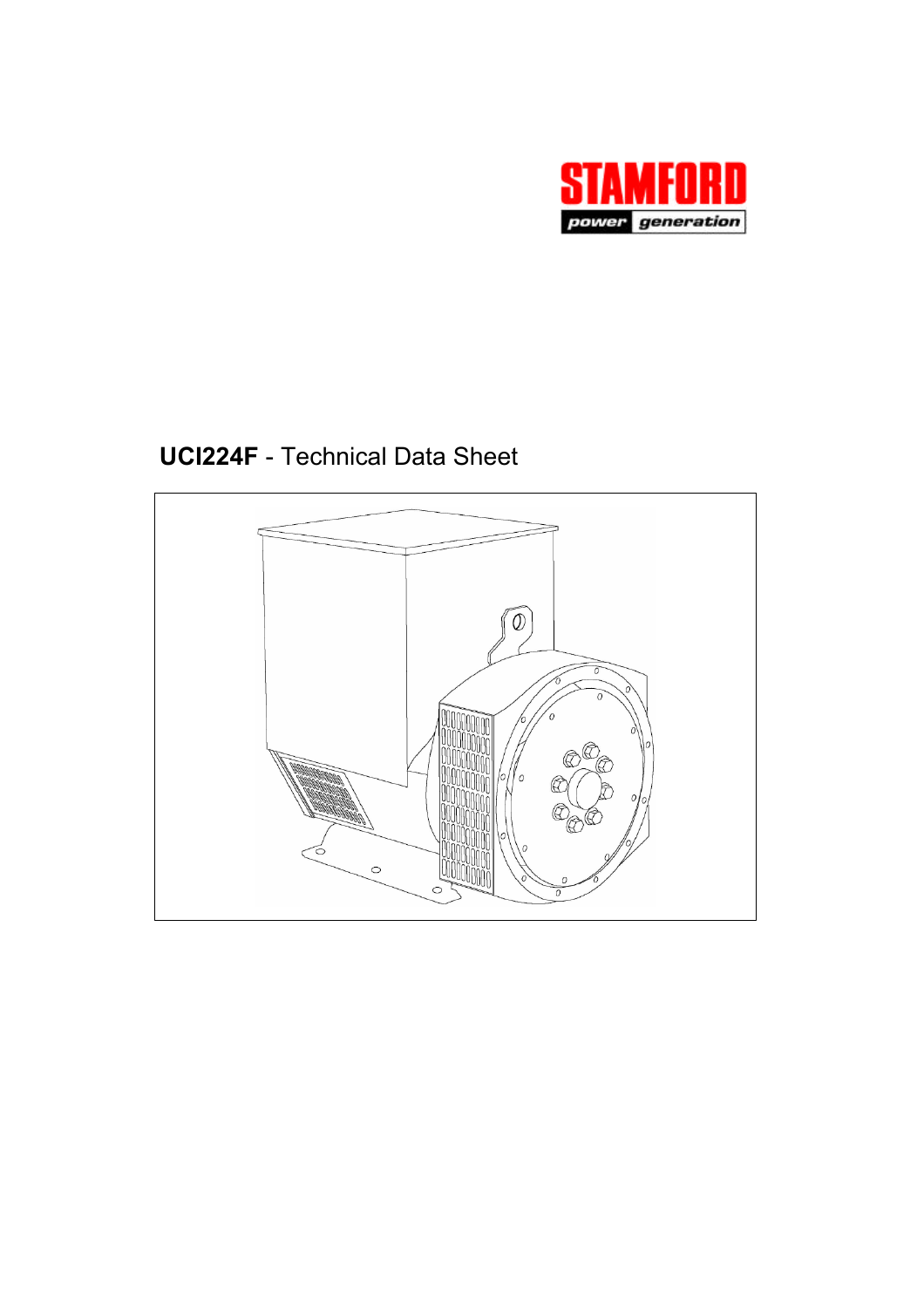STAMFORD

power generation

# **UCI224F** - Technical Data Sheet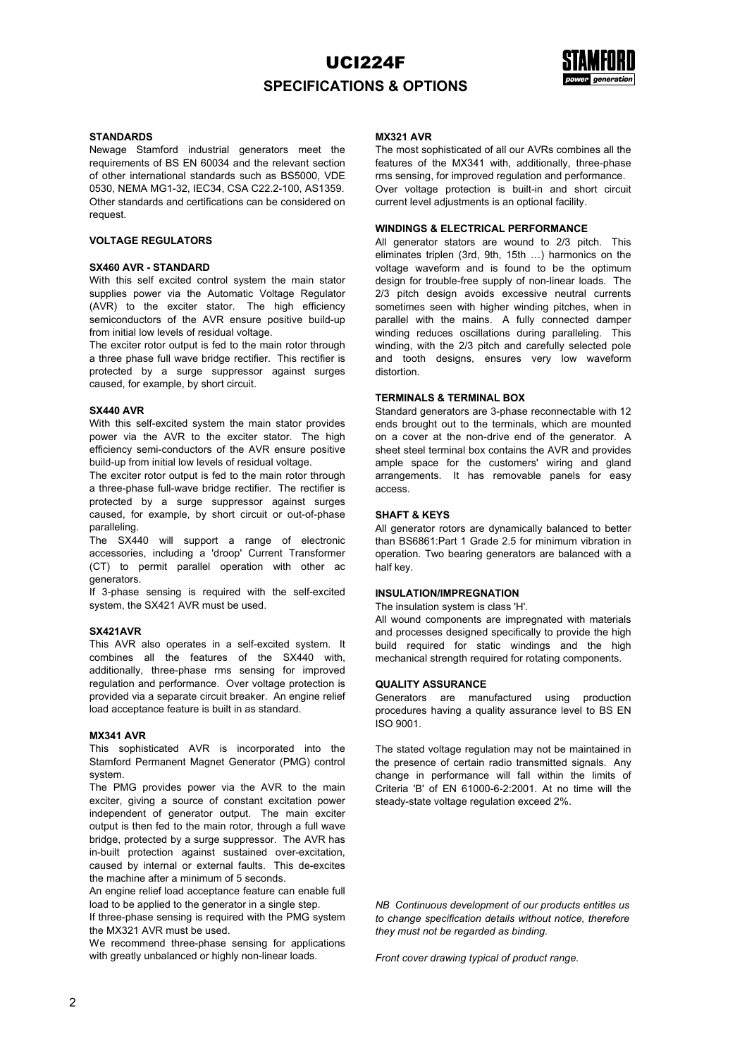# UCI224F

## SPECIFICATIONS & OPTIONS

### STANDARDS

Newage Stamford industrial generators meet the requirements of BS EN 60034 and the relevant section of other international standards such as BS5000, VDE 0530, NEMA MG1-32, IEC34, CSA C22.2-100, AS1359. Other standards and certifications can be considered on request.

### VOLTAGE REGULATORS

#### SX460 AVR - STANDARD

With this self excited control system the main stator supplies power via the Automatic Voltage Regulator (AVR) to the exciter stator. The high efficiency semiconductors of the AVR ensure positive build-up from initial low levels of residual voltage.

The exciter rotor output is fed to the main rotor through a three phase full wave bridge rectifier. This rectifier is protected by a surge suppressor against surges caused, for example, by short circuit.

#### SX440 AVR

With this self-excited system the main stator provides power via the AVR to the exciter stator. The high efficiency semi-conductors of the AVR ensure positive build-up from initial low levels of residual voltage.

The exciter rotor output is fed to the main rotor through a three-phase full-wave bridge rectifier. The rectifier is protected by a surge suppressor against surges caused, for example, by short circuit or out-of-phase paralleling.

The SX440 will support a range of electronic accessories, including a 'droop' Current Transformer (CT) to permit parallel operation with other ac generators.

If 3-phase sensing is required with the self-excited system, the SX421 AVR must be used.

#### SX421AVR

This AVR also operates in a self-excited system. It combines all the features of the SX440 with, additionally, three-phase rms sensing for improved regulation and performance. Over voltage protection is provided via a separate circuit breaker. An engine relief load acceptance feature is built in as standard.

#### MX341 AVR

This sophisticated AVR is incorporated into the Stamford Permanent Magnet Generator (PMG) control system.

The PMG provides power via the AVR to the main exciter, giving a source of constant excitation power independent of generator output. The main exciter output is then fed to the main rotor, through a full wave bridge, protected by a surge suppressor. The AVR has in-built protection against sustained over-excitation, caused by internal or external faults. This de-excites the machine after a minimum of 5 seconds.

An engine relief load acceptance feature can enable full load to be applied to the generator in a single step.

If three-phase sensing is required with the PMG system the MX321 AVR must be used.

We recommend three-phase sensing for applications with greatly unbalanced or highly non-linear loads.

#### MX321 AVR

The most sophisticated of all our AVRs combines all the features of the MX341 with, additionally, three-phase rms sensing, for improved regulation and performance. Over voltage protection is built-in and short circuit current level adjustments is an optional facility.

### WINDINGS & ELECTRICAL PERFORMANCE

All generator stators are wound to 2/3 pitch. This eliminates triplen (3rd, 9th, 15th …) harmonics on the voltage waveform and is found to be the optimum design for trouble-free supply of non-linear loads. The 2/3 pitch design avoids excessive neutral currents sometimes seen with higher winding pitches, when in parallel with the mains. A fully connected damper winding reduces oscillations during paralleling. This winding, with the 2/3 pitch and carefully selected pole and tooth designs, ensures very low waveform distortion.

### TERMINALS & TERMINAL BOX

Standard generators are 3-phase reconnectable with 12 ends brought out to the terminals, which are mounted on a cover at the non-drive end of the generator. A sheet steel terminal box contains the AVR and provides ample space for the customers' wiring and gland arrangements. It has removable panels for easy access.

### SHAFT & KEYS

All generator rotors are dynamically balanced to better than BS6861:Part 1 Grade 2.5 for minimum vibration in operation. Two bearing generators are balanced with a half key.

### INSULATION/IMPREGNATION

The insulation system is class 'H'.

All wound components are impregnated with materials and processes designed specifically to provide the high build required for static windings and the high mechanical strength required for rotating components.

### QUALITY ASSURANCE

Generators are manufactured using production procedures having a quality assurance level to BS EN ISO 9001.

The stated voltage regulation may not be maintained in the presence of certain radio transmitted signals. Any change in performance will fall within the limits of Criteria 'B' of EN 61000-6-2:2001. At no time will the steady-state voltage regulation exceed 2%.

*NB Continuous development of our products entitles us to change specification details without notice, therefore they must not be regarded as binding.*

*Front cover drawing typical of product range.*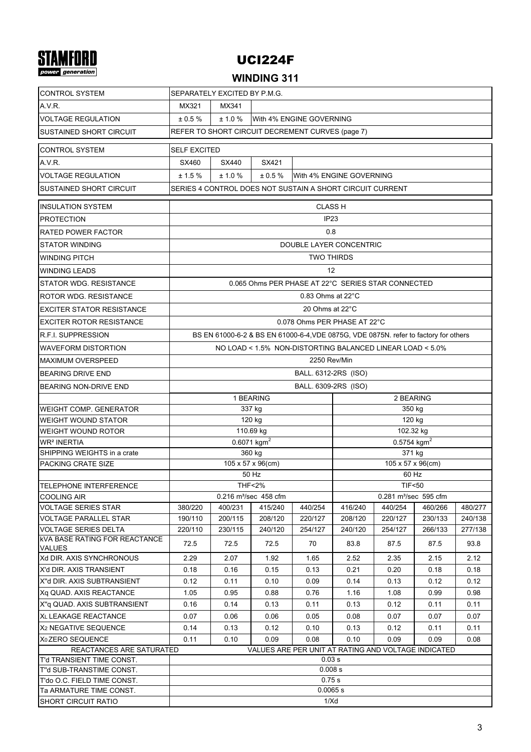STAMFORD
power generation

# UCI224F

## WINDING 311

| CONTROL SYSTEM | SEPARATELY EXCITED BY P.M.G. | | | |
|---|---|---|---|---|
| A.V.R. | MX321 | MX341 | | |
| VOLTAGE REGULATION | ± 0.5 % | ± 1.0 % | With 4% ENGINE GOVERNING | |
| SUSTAINED SHORT CIRCUIT | REFER TO SHORT CIRCUIT DECREMENT CURVES (page 7) | | | |

| CONTROL SYSTEM | SELF EXCITED | | | |
|---|---|---|---|---|
| A.V.R. | SX460 | SX440 | SX421 | |
| VOLTAGE REGULATION | ± 1.5 % | ± 1.0 % | ± 0.5 % | With 4% ENGINE GOVERNING |
| SUSTAINED SHORT CIRCUIT | SERIES 4 CONTROL DOES NOT SUSTAIN A SHORT CIRCUIT CURRENT | | | |

| INSULATION SYSTEM | CLASS H | | | | | | | |
|---|---|---|---|---|---|---|---|---|
| PROTECTION | IP23 | | | | | | | |
| RATED POWER FACTOR | 0.8 | | | | | | | |
| STATOR WINDING | DOUBLE LAYER CONCENTRIC | | | | | | | |
| WINDING PITCH | TWO THIRDS | | | | | | | |
| WINDING LEADS | 12 | | | | | | | |
| STATOR WDG. RESISTANCE | 0.065 Ohms PER PHASE AT 22°C SERIES STAR CONNECTED | | | | | | | |
| ROTOR WDG. RESISTANCE | 0.83 Ohms at 22°C | | | | | | | |
| EXCITER STATOR RESISTANCE | 20 Ohms at 22°C | | | | | | | |
| EXCITER ROTOR RESISTANCE | 0.078 Ohms PER PHASE AT 22°C | | | | | | | |
| R.F.I. SUPPRESSION | BS EN 61000-6-2 & BS EN 61000-6-4,VDE 0875G, VDE 0875N. refer to factory for others | | | | | | | |
| WAVEFORM DISTORTION | NO LOAD < 1.5% NON-DISTORTING BALANCED LINEAR LOAD < 5.0% | | | | | | | |
| MAXIMUM OVERSPEED | 2250 Rev/Min | | | | | | | |
| BEARING DRIVE END | BALL. 6312-2RS (ISO) | | | | | | | |
| BEARING NON-DRIVE END | BALL. 6309-2RS (ISO) | | | | | | | |
| | 1 BEARING | | | | 2 BEARING | | | |
| WEIGHT COMP. GENERATOR | 337 kg | | | | 350 kg | | | |
| WEIGHT WOUND STATOR | 120 kg | | | | 120 kg | | | |
| WEIGHT WOUND ROTOR | 110.69 kg | | | | 102.32 kg | | | |
| WR² INERTIA | 0.6071 kgm$^2$ | | | | 0.5754 kgm$^2$ | | | |
| SHIPPING WEIGHTS in a crate | 360 kg | | | | 371 kg | | | |
| PACKING CRATE SIZE | 105 x 57 x 96(cm) | | | | 105 x 57 x 96(cm) | | | |
| | 50 Hz | | | | 60 Hz | | | |
| TELEPHONE INTERFERENCE | THF<2% | | | | TIF<50 | | | |
| COOLING AIR | 0.216 m³/sec 458 cfm | | | | 0.281 m³/sec 595 cfm | | | |
| VOLTAGE SERIES STAR | 380/220 | 400/231 | 415/240 | 440/254 | 416/240 | 440/254 | 460/266 | 480/277 |
| VOLTAGE PARALLEL STAR | 190/110 | 200/115 | 208/120 | 220/127 | 208/120 | 220/127 | 230/133 | 240/138 |
| VOLTAGE SERIES DELTA | 220/110 | 230/115 | 240/120 | 254/127 | 240/120 | 254/127 | 266/133 | 277/138 |
| kVA BASE RATING FOR REACTANCE VALUES | 72.5 | 72.5 | 72.5 | 70 | 83.8 | 87.5 | 87.5 | 93.8 |
| Xd DIR. AXIS SYNCHRONOUS | 2.29 | 2.07 | 1.92 | 1.65 | 2.52 | 2.35 | 2.15 | 2.12 |
| X'd DIR. AXIS TRANSIENT | 0.18 | 0.16 | 0.15 | 0.13 | 0.21 | 0.20 | 0.18 | 0.18 |
| X''d DIR. AXIS SUBTRANSIENT | 0.12 | 0.11 | 0.10 | 0.09 | 0.14 | 0.13 | 0.12 | 0.12 |
| Xq QUAD. AXIS REACTANCE | 1.05 | 0.95 | 0.88 | 0.76 | 1.16 | 1.08 | 0.99 | 0.98 |
| X''q QUAD. AXIS SUBTRANSIENT | 0.16 | 0.14 | 0.13 | 0.11 | 0.13 | 0.12 | 0.11 | 0.11 |
| $X_L$ LEAKAGE REACTANCE | 0.07 | 0.06 | 0.06 | 0.05 | 0.08 | 0.07 | 0.07 | 0.07 |
| $X_2$ NEGATIVE SEQUENCE | 0.14 | 0.13 | 0.12 | 0.10 | 0.13 | 0.12 | 0.11 | 0.11 |
| $X_0$ ZERO SEQUENCE | 0.11 | 0.10 | 0.09 | 0.08 | 0.10 | 0.09 | 0.09 | 0.08 |
| REACTANCES ARE SATURATED | VALUES ARE PER UNIT AT RATING AND VOLTAGE INDICATED | | | | | | | |
| T'd TRANSIENT TIME CONST. | 0.03 s | | | | | | | |
| T''d SUB-TRANSTIME CONST. | 0.008 s | | | | | | | |
| T'do O.C. FIELD TIME CONST. | 0.75 s | | | | | | | |
| Ta ARMATURE TIME CONST. | 0.0065 s | | | | | | | |
| SHORT CIRCUIT RATIO | 1/Xd | | | | | | | |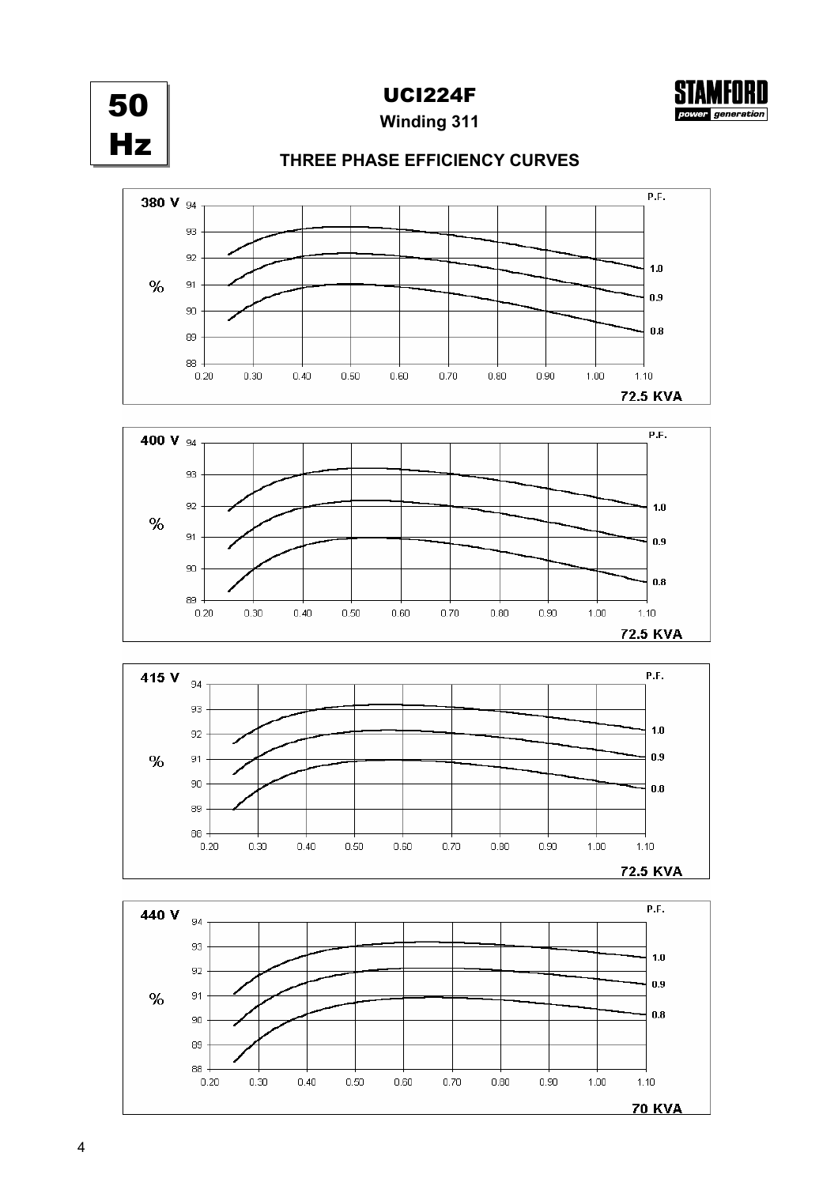# 50 Hz

## UCI224F

**Winding 311**

STAMFORD power generation

### THREE PHASE EFFICIENCY CURVES

**380 V**

| % | 0.20 | 0.30 | 0.40 | 0.50 | 0.60 | 0.70 | 0.80 | 0.90 | 1.00 | 1.10 |
|---|---|---|---|---|---|---|---|---|---|---|

Y-axis: 88 – 94 %. P.F. curves: 1.0, 0.9, 0.8

**72.5 KVA**

**400 V**

| % | 0.20 | 0.30 | 0.40 | 0.50 | 0.60 | 0.70 | 0.80 | 0.90 | 1.00 | 1.10 |
|---|---|---|---|---|---|---|---|---|---|---|

Y-axis: 89 – 94 %. P.F. curves: 1.0, 0.9, 0.8

**72.5 KVA**

**415 V**

| % | 0.20 | 0.30 | 0.40 | 0.50 | 0.60 | 0.70 | 0.80 | 0.90 | 1.00 | 1.10 |
|---|---|---|---|---|---|---|---|---|---|---|

Y-axis: 88 – 94 %. P.F. curves: 1.0, 0.9, 0.8

**72.5 KVA**

**440 V**

| % | 0.20 | 0.30 | 0.40 | 0.50 | 0.60 | 0.70 | 0.80 | 0.90 | 1.00 | 1.10 |
|---|---|---|---|---|---|---|---|---|---|---|

Y-axis: 88 – 94 %. P.F. curves: 1.0, 0.9, 0.8

**70 KVA**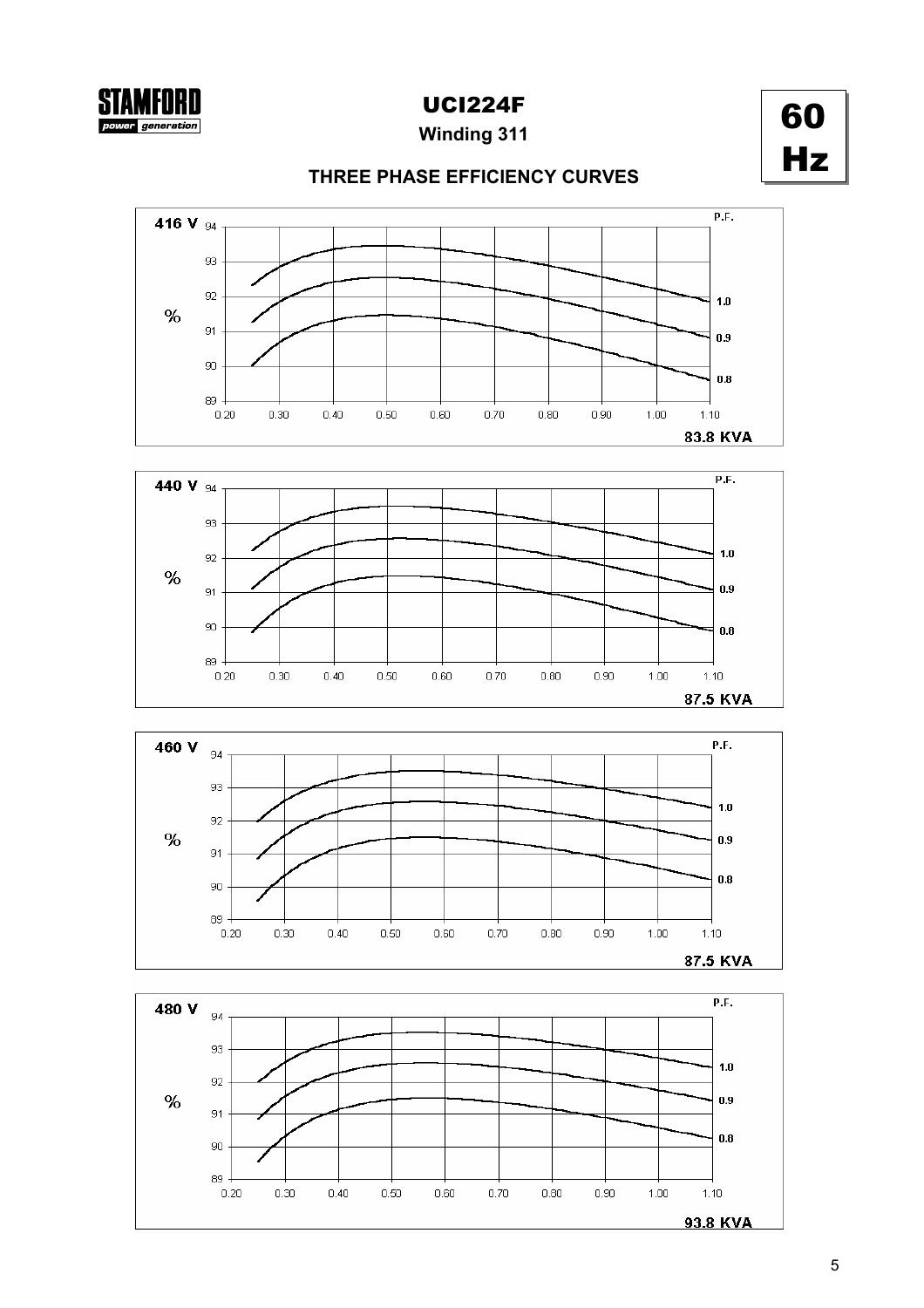# UCI224F

**Winding 311**

**60 Hz**

## THREE PHASE EFFICIENCY CURVES

**416 V**

| | |
|---|---|
| Axis | % (89–94) vs 0.20–1.10 |
| P.F. | 1.0, 0.9, 0.8 |
| Rating | 83.8 KVA |

**440 V**

| | |
|---|---|
| Axis | % (89–94) vs 0.20–1.10 |
| P.F. | 1.0, 0.9, 0.8 |
| Rating | 87.5 KVA |

**460 V**

| | |
|---|---|
| Axis | % (89–94) vs 0.20–1.10 |
| P.F. | 1.0, 0.9, 0.8 |
| Rating | 87.5 KVA |

**480 V**

| | |
|---|---|
| Axis | % (89–94) vs 0.20–1.10 |
| P.F. | 1.0, 0.9, 0.8 |
| Rating | 93.8 KVA |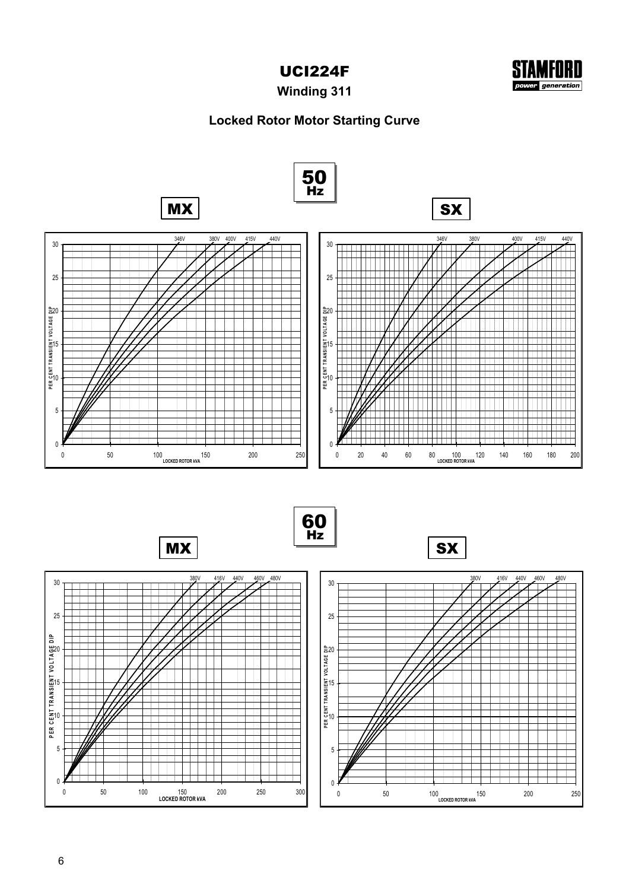# UCI224F

**Winding 311**

## Locked Rotor Motor Starting Curve

**50 Hz**

**MX**

PER CENT TRANSIENT VOLTAGE DIP

Curves: 346V, 380V, 400V, 415V, 440V

Y-axis: 0, 5, 10, 15, 20, 25, 30

X-axis: 0, 50, 100, 150, 200, 250

LOCKED ROTOR kVA

**SX**

PER CENT TRANSIENT VOLTAGE DIP

Curves: 346V, 380V, 400V, 415V, 440V

Y-axis: 0, 5, 10, 15, 20, 25, 30

X-axis: 0, 20, 40, 60, 80, 100, 120, 140, 160, 180, 200

LOCKED ROTOR kVA

**60 Hz**

**MX**

PER CENT TRANSIENT VOLTAGE DIP

Curves: 380V, 416V, 440V, 460V, 480V

Y-axis: 0, 5, 10, 15, 20, 25, 30

X-axis: 0, 50, 100, 150, 200, 250, 300

LOCKED ROTOR kVA

**SX**

PER CENT TRANSIENT VOLTAGE DIP

Curves: 380V, 416V, 440V, 460V, 480V

Y-axis: 0, 5, 10, 15, 20, 25, 30

X-axis: 0, 50, 100, 150, 200, 250

LOCKED ROTOR kVA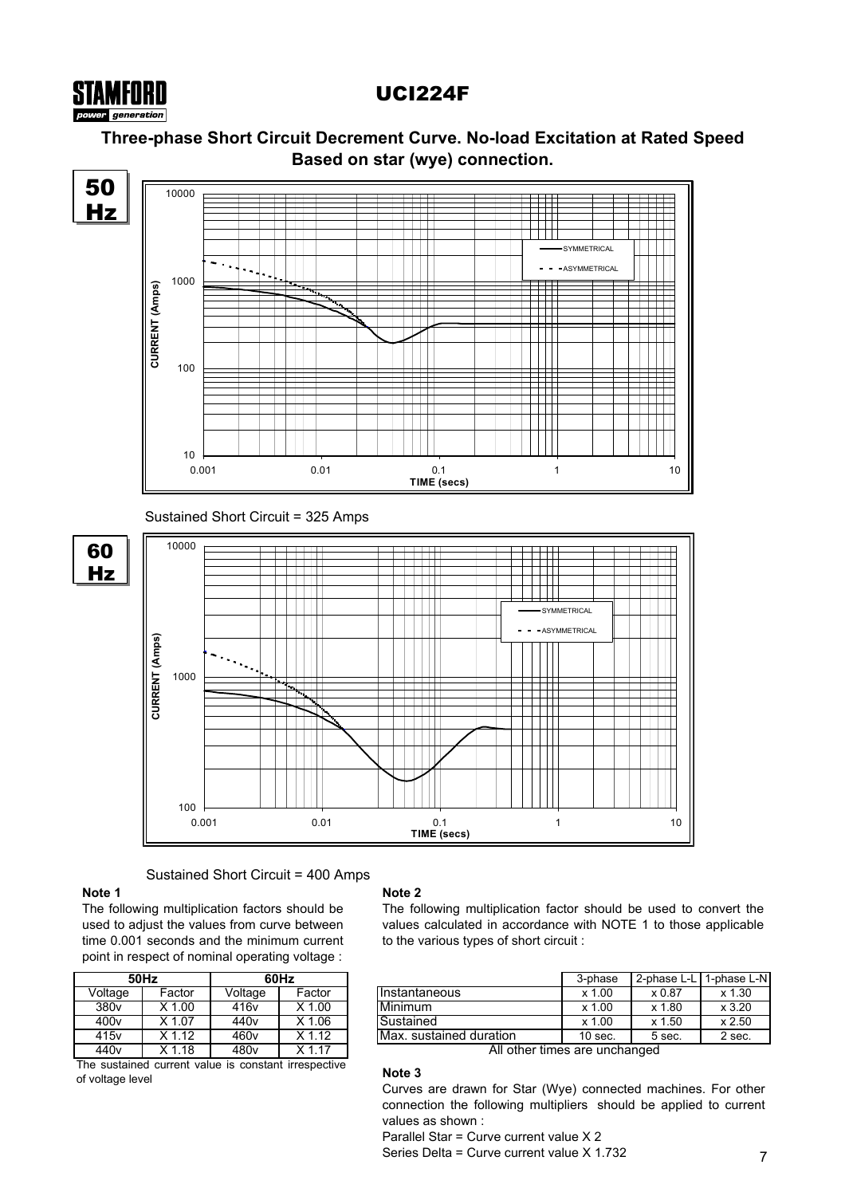# UCI224F

## Three-phase Short Circuit Decrement Curve. No-load Excitation at Rated Speed Based on star (wye) connection.

**50 Hz**

Sustained Short Circuit = 325 Amps

**60 Hz**

Sustained Short Circuit = 400 Amps

**Note 1**

The following multiplication factors should be used to adjust the values from curve between time 0.001 seconds and the minimum current point in respect of nominal operating voltage :

| 50Hz | | 60Hz | |
|---|---|---|---|
| Voltage | Factor | Voltage | Factor |
| 380v | X 1.00 | 416v | X 1.00 |
| 400v | X 1.07 | 440v | X 1.06 |
| 415v | X 1.12 | 460v | X 1.12 |
| 440v | X 1.18 | 480v | X 1.17 |

The sustained current value is constant irrespective of voltage level

**Note 2**

The following multiplication factor should be used to convert the values calculated in accordance with NOTE 1 to those applicable to the various types of short circuit :

| | 3-phase | 2-phase L-L | 1-phase L-N |
|---|---|---|---|
| Instantaneous | x 1.00 | x 0.87 | x 1.30 |
| Minimum | x 1.00 | x 1.80 | x 3.20 |
| Sustained | x 1.00 | x 1.50 | x 2.50 |
| Max. sustained duration | 10 sec. | 5 sec. | 2 sec. |

All other times are unchanged

**Note 3**

Curves are drawn for Star (Wye) connected machines. For other connection the following multipliers should be applied to current values as shown :

Parallel Star = Curve current value X 2

Series Delta = Curve current value X 1.732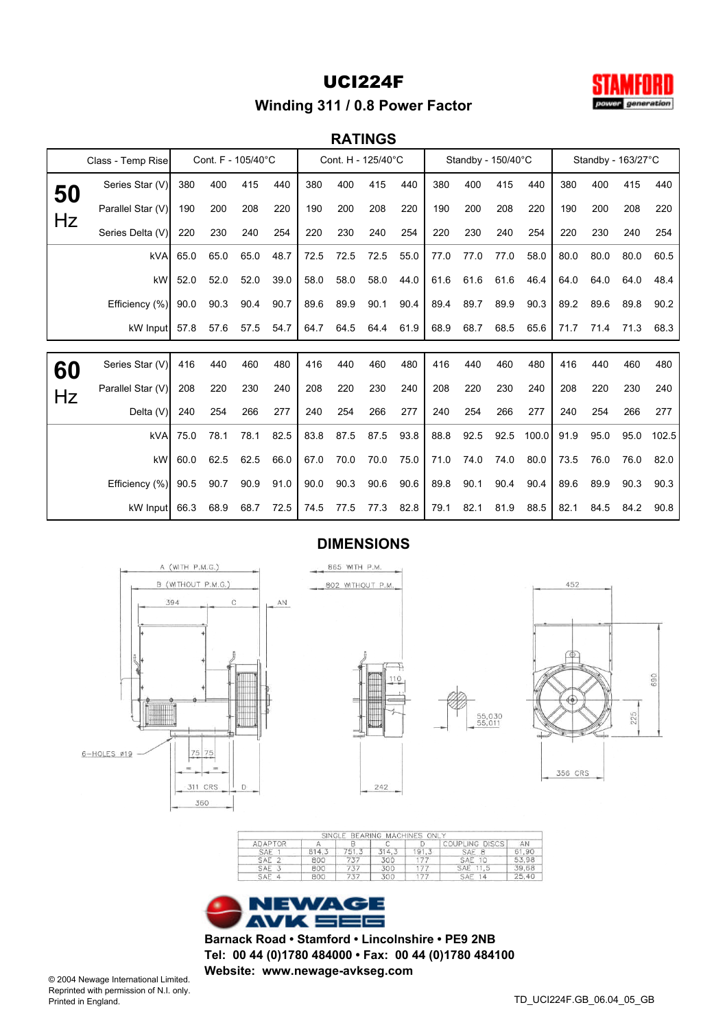# UCI224F

## Winding 311 / 0.8 Power Factor

STAMFORD power generation

## RATINGS

| | Class - Temp Rise | Cont. F - 105/40°C | | | | Cont. H - 125/40°C | | | | Standby - 150/40°C | | | | Standby - 163/27°C | | | |
|---|---|---|---|---|---|---|---|---|---|---|---|---|---|---|---|---|---|
| 50 Hz | Series Star (V) | 380 | 400 | 415 | 440 | 380 | 400 | 415 | 440 | 380 | 400 | 415 | 440 | 380 | 400 | 415 | 440 |
| | Parallel Star (V) | 190 | 200 | 208 | 220 | 190 | 200 | 208 | 220 | 190 | 200 | 208 | 220 | 190 | 200 | 208 | 220 |
| | Series Delta (V) | 220 | 230 | 240 | 254 | 220 | 230 | 240 | 254 | 220 | 230 | 240 | 254 | 220 | 230 | 240 | 254 |
| | kVA | 65.0 | 65.0 | 65.0 | 48.7 | 72.5 | 72.5 | 72.5 | 55.0 | 77.0 | 77.0 | 77.0 | 58.0 | 80.0 | 80.0 | 80.0 | 60.5 |
| | kW | 52.0 | 52.0 | 52.0 | 39.0 | 58.0 | 58.0 | 58.0 | 44.0 | 61.6 | 61.6 | 61.6 | 46.4 | 64.0 | 64.0 | 64.0 | 48.4 |
| | Efficiency (%) | 90.0 | 90.3 | 90.4 | 90.7 | 89.6 | 89.9 | 90.1 | 90.4 | 89.4 | 89.7 | 89.9 | 90.3 | 89.2 | 89.6 | 89.8 | 90.2 |
| | kW Input | 57.8 | 57.6 | 57.5 | 54.7 | 64.7 | 64.5 | 64.4 | 61.9 | 68.9 | 68.7 | 68.5 | 65.6 | 71.7 | 71.4 | 71.3 | 68.3 |
| 60 Hz | Series Star (V) | 416 | 440 | 460 | 480 | 416 | 440 | 460 | 480 | 416 | 440 | 460 | 480 | 416 | 440 | 460 | 480 |
| | Parallel Star (V) | 208 | 220 | 230 | 240 | 208 | 220 | 230 | 240 | 208 | 220 | 230 | 240 | 208 | 220 | 230 | 240 |
| | Delta (V) | 240 | 254 | 266 | 277 | 240 | 254 | 266 | 277 | 240 | 254 | 266 | 277 | 240 | 254 | 266 | 277 |
| | kVA | 75.0 | 78.1 | 78.1 | 82.5 | 83.8 | 87.5 | 87.5 | 93.8 | 88.8 | 92.5 | 92.5 | 100.0 | 91.9 | 95.0 | 95.0 | 102.5 |
| | kW | 60.0 | 62.5 | 62.5 | 66.0 | 67.0 | 70.0 | 70.0 | 75.0 | 71.0 | 74.0 | 74.0 | 80.0 | 73.5 | 76.0 | 76.0 | 82.0 |
| | Efficiency (%) | 90.5 | 90.7 | 90.9 | 91.0 | 90.0 | 90.3 | 90.6 | 90.6 | 89.8 | 90.1 | 90.4 | 90.4 | 89.6 | 89.9 | 90.3 | 90.3 |
| | kW Input | 66.3 | 68.9 | 68.7 | 72.5 | 74.5 | 77.5 | 77.3 | 82.8 | 79.1 | 82.1 | 81.9 | 88.5 | 82.1 | 84.5 | 84.2 | 90.8 |

## DIMENSIONS

A (WITH P.M.G.)
B (WITHOUT P.M.G.)
394
C
AN
6-HOLES Ø19
75 75
311 CRS
D
360
865 WITH P.M.
802 WITHOUT P.M.
110
242
55,030
55,011
452
690
225
356 CRS

| SINGLE BEARING MACHINES ONLY | | | | | | |
|---|---|---|---|---|---|---|
| ADAPTOR | A | B | C | D | COUPLING DISCS | AN |
| SAE 1 | 814,3 | 751,3 | 314,3 | 191,3 | SAE 8 | 61,90 |
| SAE 2 | 800 | 737 | 300 | 177 | SAE 10 | 53,98 |
| SAE 3 | 800 | 737 | 300 | 177 | SAE 11,5 | 39,68 |
| SAE 4 | 800 | 737 | 300 | 177 | SAE 14 | 25,40 |

NEWAGE AVK SEG

**Barnack Road • Stamford • Lincolnshire • PE9 2NB**
**Tel: 00 44 (0)1780 484000 • Fax: 00 44 (0)1780 484100**
**Website: www.newage-avkseg.com**

© 2004 Newage International Limited.
Reprinted with permission of N.I. only.
Printed in England.

TD_UCI224F.GB_06.04_05_GB